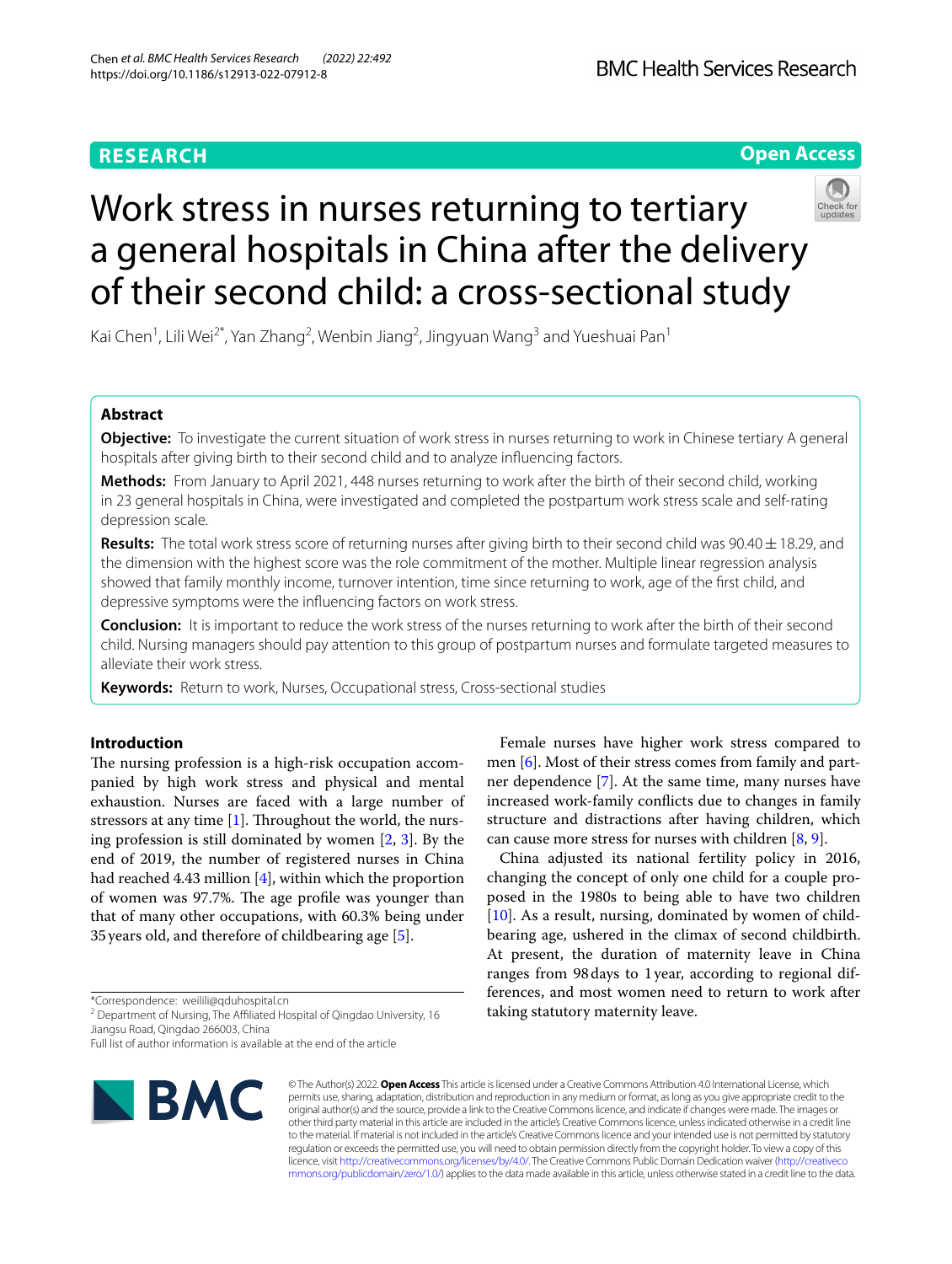**RESEARCH** | **Open Access**

# Work stress in nurses returning to tertiary a general hospitals in China after the delivery of their second child: a cross-sectional study

Kai Chen[1], Lili Wei[2*], Yan Zhang[2], Wenbin Jiang[2], Jingyuan Wang[3] and Yueshuai Pan[1]

## Abstract

**Objective:** To investigate the current situation of work stress in nurses returning to work in Chinese tertiary A general hospitals after giving birth to their second child and to analyze influencing factors.

**Methods:** From January to April 2021, 448 nurses returning to work after the birth of their second child, working in 23 general hospitals in China, were investigated and completed the postpartum work stress scale and self-rating depression scale.

**Results:** The total work stress score of returning nurses after giving birth to their second child was 90.40 ± 18.29, and the dimension with the highest score was the role commitment of the mother. Multiple linear regression analysis showed that family monthly income, turnover intention, time since returning to work, age of the first child, and depressive symptoms were the influencing factors on work stress.

**Conclusion:** It is important to reduce the work stress of the nurses returning to work after the birth of their second child. Nursing managers should pay attention to this group of postpartum nurses and formulate targeted measures to alleviate their work stress.

**Keywords:** Return to work, Nurses, Occupational stress, Cross-sectional studies

## Introduction

The nursing profession is a high-risk occupation accompanied by high work stress and physical and mental exhaustion. Nurses are faced with a large number of stressors at any time [1]. Throughout the world, the nursing profession is still dominated by women [2, 3]. By the end of 2019, the number of registered nurses in China had reached 4.43 million [4], within which the proportion of women was 97.7%. The age profile was younger than that of many other occupations, with 60.3% being under 35 years old, and therefore of childbearing age [5].

Female nurses have higher work stress compared to men [6]. Most of their stress comes from family and partner dependence [7]. At the same time, many nurses have increased work-family conflicts due to changes in family structure and distractions after having children, which can cause more stress for nurses with children [8, 9].

China adjusted its national fertility policy in 2016, changing the concept of only one child for a couple proposed in the 1980s to being able to have two children [10]. As a result, nursing, dominated by women of childbearing age, ushered in the climax of second childbirth. At present, the duration of maternity leave in China ranges from 98 days to 1 year, according to regional differences, and most women need to return to work after taking statutory maternity leave.

*Correspondence: weilili@qduhospital.cn

[2] Department of Nursing, The Affiliated Hospital of Qingdao University, 16 Jiangsu Road, Qingdao 266003, China

Full list of author information is available at the end of the article

© The Author(s) 2022. **Open Access** This article is licensed under a Creative Commons Attribution 4.0 International License, which permits use, sharing, adaptation, distribution and reproduction in any medium or format, as long as you give appropriate credit to the original author(s) and the source, provide a link to the Creative Commons licence, and indicate if changes were made. The images or other third party material in this article are included in the article's Creative Commons licence, unless indicated otherwise in a credit line to the material. If material is not included in the article's Creative Commons licence and your intended use is not permitted by statutory regulation or exceeds the permitted use, you will need to obtain permission directly from the copyright holder. To view a copy of this licence, visit http://creativecommons.org/licenses/by/4.0/. The Creative Commons Public Domain Dedication waiver (http://creativecommons.org/publicdomain/zero/1.0/) applies to the data made available in this article, unless otherwise stated in a credit line to the data.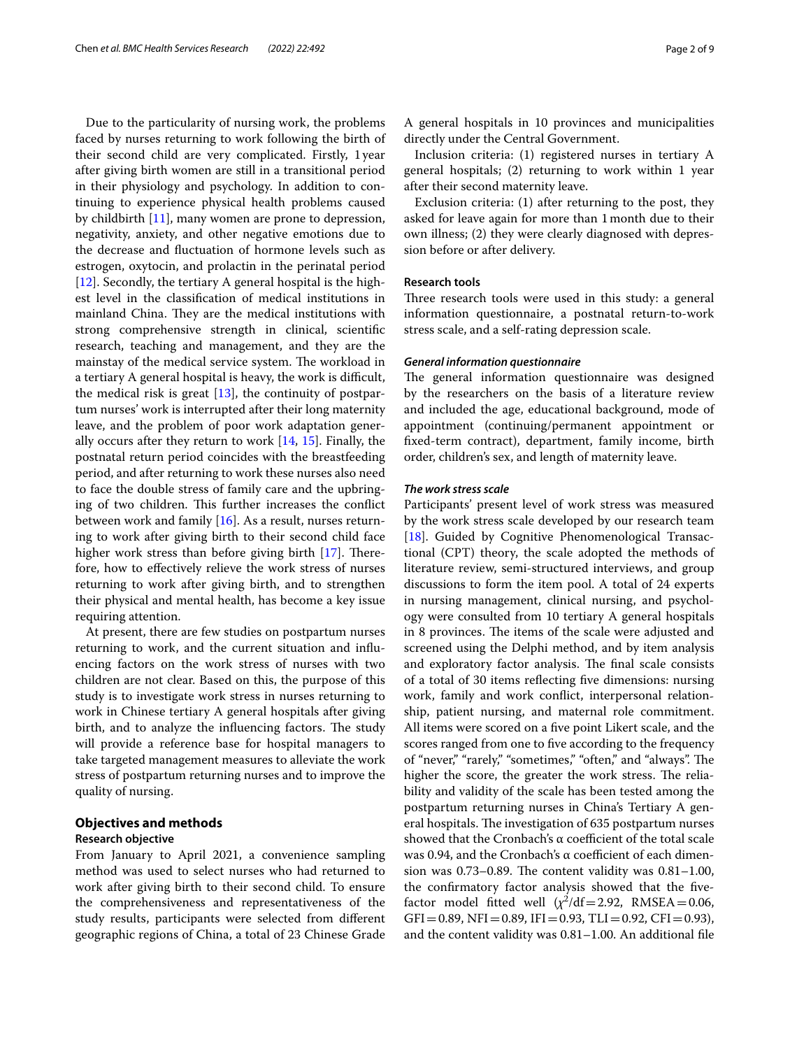Due to the particularity of nursing work, the problems faced by nurses returning to work following the birth of their second child are very complicated. Firstly, 1 year after giving birth women are still in a transitional period in their physiology and psychology. In addition to continuing to experience physical health problems caused by childbirth [11], many women are prone to depression, negativity, anxiety, and other negative emotions due to the decrease and fluctuation of hormone levels such as estrogen, oxytocin, and prolactin in the perinatal period [12]. Secondly, the tertiary A general hospital is the highest level in the classification of medical institutions in mainland China. They are the medical institutions with strong comprehensive strength in clinical, scientific research, teaching and management, and they are the mainstay of the medical service system. The workload in a tertiary A general hospital is heavy, the work is difficult, the medical risk is great [13], the continuity of postpartum nurses' work is interrupted after their long maternity leave, and the problem of poor work adaptation generally occurs after they return to work [14, 15]. Finally, the postnatal return period coincides with the breastfeeding period, and after returning to work these nurses also need to face the double stress of family care and the upbringing of two children. This further increases the conflict between work and family [16]. As a result, nurses returning to work after giving birth to their second child face higher work stress than before giving birth [17]. Therefore, how to effectively relieve the work stress of nurses returning to work after giving birth, and to strengthen their physical and mental health, has become a key issue requiring attention.

At present, there are few studies on postpartum nurses returning to work, and the current situation and influencing factors on the work stress of nurses with two children are not clear. Based on this, the purpose of this study is to investigate work stress in nurses returning to work in Chinese tertiary A general hospitals after giving birth, and to analyze the influencing factors. The study will provide a reference base for hospital managers to take targeted management measures to alleviate the work stress of postpartum returning nurses and to improve the quality of nursing.

## Objectives and methods

### Research objective

From January to April 2021, a convenience sampling method was used to select nurses who had returned to work after giving birth to their second child. To ensure the comprehensiveness and representativeness of the study results, participants were selected from different geographic regions of China, a total of 23 Chinese Grade A general hospitals in 10 provinces and municipalities directly under the Central Government.

Inclusion criteria: (1) registered nurses in tertiary A general hospitals; (2) returning to work within 1 year after their second maternity leave.

Exclusion criteria: (1) after returning to the post, they asked for leave again for more than 1 month due to their own illness; (2) they were clearly diagnosed with depression before or after delivery.

### Research tools

Three research tools were used in this study: a general information questionnaire, a postnatal return-to-work stress scale, and a self-rating depression scale.

#### *General information questionnaire*

The general information questionnaire was designed by the researchers on the basis of a literature review and included the age, educational background, mode of appointment (continuing/permanent appointment or fixed-term contract), department, family income, birth order, children's sex, and length of maternity leave.

#### *The work stress scale*

Participants' present level of work stress was measured by the work stress scale developed by our research team [18]. Guided by Cognitive Phenomenological Transactional (CPT) theory, the scale adopted the methods of literature review, semi-structured interviews, and group discussions to form the item pool. A total of 24 experts in nursing management, clinical nursing, and psychology were consulted from 10 tertiary A general hospitals in 8 provinces. The items of the scale were adjusted and screened using the Delphi method, and by item analysis and exploratory factor analysis. The final scale consists of a total of 30 items reflecting five dimensions: nursing work, family and work conflict, interpersonal relationship, patient nursing, and maternal role commitment. All items were scored on a five point Likert scale, and the scores ranged from one to five according to the frequency of "never," "rarely," "sometimes," "often," and "always". The higher the score, the greater the work stress. The reliability and validity of the scale has been tested among the postpartum returning nurses in China's Tertiary A general hospitals. The investigation of 635 postpartum nurses showed that the Cronbach's α coefficient of the total scale was 0.94, and the Cronbach's α coefficient of each dimension was 0.73–0.89. The content validity was 0.81–1.00, the confirmatory factor analysis showed that the five-factor model fitted well ($\chi^2$/df = 2.92, RMSEA = 0.06, GFI = 0.89, NFI = 0.89, IFI = 0.93, TLI = 0.92, CFI = 0.93), and the content validity was 0.81–1.00. An additional file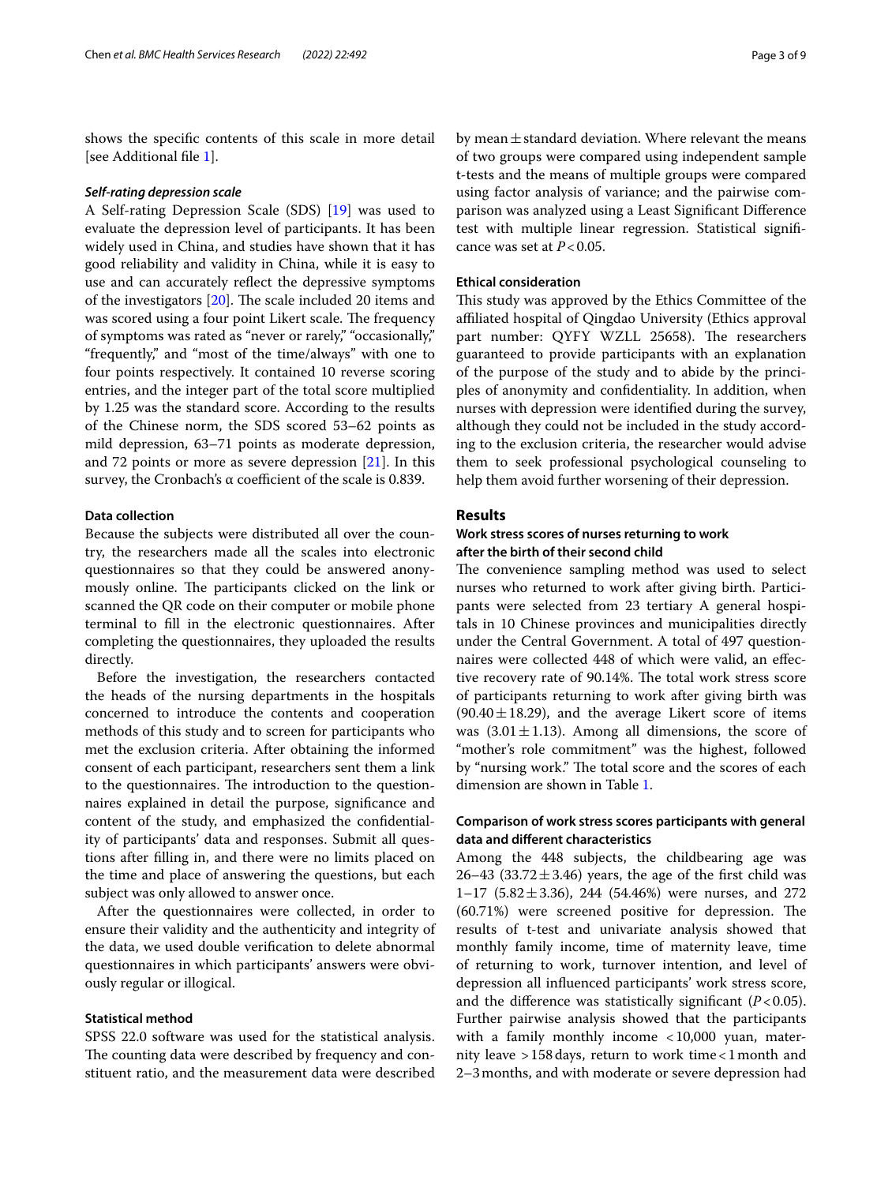shows the specific contents of this scale in more detail [see Additional file 1].

#### *Self-rating depression scale*

A Self-rating Depression Scale (SDS) [19] was used to evaluate the depression level of participants. It has been widely used in China, and studies have shown that it has good reliability and validity in China, while it is easy to use and can accurately reflect the depressive symptoms of the investigators [20]. The scale included 20 items and was scored using a four point Likert scale. The frequency of symptoms was rated as "never or rarely," "occasionally," "frequently," and "most of the time/always" with one to four points respectively. It contained 10 reverse scoring entries, and the integer part of the total score multiplied by 1.25 was the standard score. According to the results of the Chinese norm, the SDS scored 53–62 points as mild depression, 63–71 points as moderate depression, and 72 points or more as severe depression [21]. In this survey, the Cronbach's α coefficient of the scale is 0.839.

### Data collection

Because the subjects were distributed all over the country, the researchers made all the scales into electronic questionnaires so that they could be answered anonymously online. The participants clicked on the link or scanned the QR code on their computer or mobile phone terminal to fill in the electronic questionnaires. After completing the questionnaires, they uploaded the results directly.

Before the investigation, the researchers contacted the heads of the nursing departments in the hospitals concerned to introduce the contents and cooperation methods of this study and to screen for participants who met the exclusion criteria. After obtaining the informed consent of each participant, researchers sent them a link to the questionnaires. The introduction to the questionnaires explained in detail the purpose, significance and content of the study, and emphasized the confidentiality of participants' data and responses. Submit all questions after filling in, and there were no limits placed on the time and place of answering the questions, but each subject was only allowed to answer once.

After the questionnaires were collected, in order to ensure their validity and the authenticity and integrity of the data, we used double verification to delete abnormal questionnaires in which participants' answers were obviously regular or illogical.

### Statistical method

SPSS 22.0 software was used for the statistical analysis. The counting data were described by frequency and constituent ratio, and the measurement data were described by mean ± standard deviation. Where relevant the means of two groups were compared using independent sample t-tests and the means of multiple groups were compared using factor analysis of variance; and the pairwise comparison was analyzed using a Least Significant Difference test with multiple linear regression. Statistical significance was set at $P<0.05$.

### Ethical consideration

This study was approved by the Ethics Committee of the affiliated hospital of Qingdao University (Ethics approval part number: QYFY WZLL 25658). The researchers guaranteed to provide participants with an explanation of the purpose of the study and to abide by the principles of anonymity and confidentiality. In addition, when nurses with depression were identified during the survey, although they could not be included in the study according to the exclusion criteria, the researcher would advise them to seek professional psychological counseling to help them avoid further worsening of their depression.

## Results

### Work stress scores of nurses returning to work after the birth of their second child

The convenience sampling method was used to select nurses who returned to work after giving birth. Participants were selected from 23 tertiary A general hospitals in 10 Chinese provinces and municipalities directly under the Central Government. A total of 497 questionnaires were collected 448 of which were valid, an effective recovery rate of 90.14%. The total work stress score of participants returning to work after giving birth was (90.40 ± 18.29), and the average Likert score of items was (3.01 ± 1.13). Among all dimensions, the score of "mother's role commitment" was the highest, followed by "nursing work." The total score and the scores of each dimension are shown in Table 1.

### Comparison of work stress scores participants with general data and different characteristics

Among the 448 subjects, the childbearing age was 26–43 (33.72 ± 3.46) years, the age of the first child was 1–17 (5.82 ± 3.36), 244 (54.46%) were nurses, and 272 (60.71%) were screened positive for depression. The results of t-test and univariate analysis showed that monthly family income, time of maternity leave, time of returning to work, turnover intention, and level of depression all influenced participants' work stress score, and the difference was statistically significant ($P<0.05$). Further pairwise analysis showed that the participants with a family monthly income <10,000 yuan, maternity leave >158 days, return to work time <1 month and 2–3 months, and with moderate or severe depression had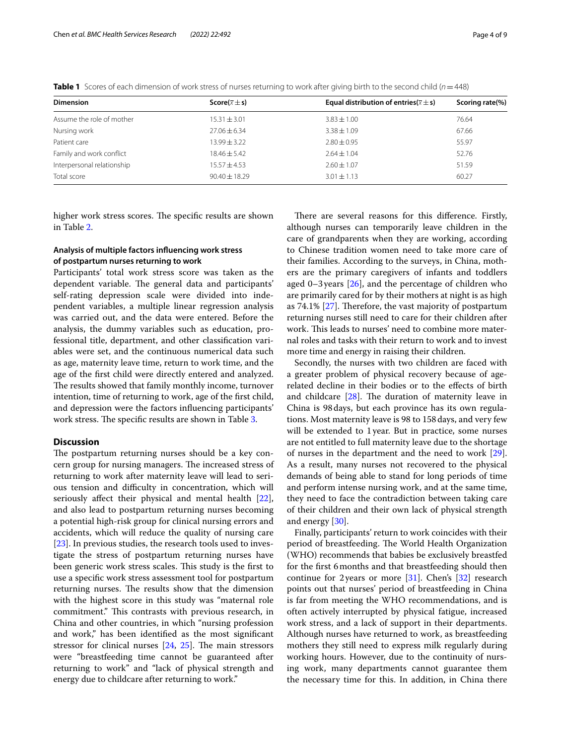**Table 1** Scores of each dimension of work stress of nurses returning to work after giving birth to the second child ($n = 448$)

| Dimension | Score($\bar{x} \pm s$) | Equal distribution of entries($\bar{x} \pm s$) | Scoring rate(%) |
|---|---|---|---|
| Assume the role of mother | 15.31 ± 3.01 | 3.83 ± 1.00 | 76.64 |
| Nursing work | 27.06 ± 6.34 | 3.38 ± 1.09 | 67.66 |
| Patient care | 13.99 ± 3.22 | 2.80 ± 0.95 | 55.97 |
| Family and work conflict | 18.46 ± 5.42 | 2.64 ± 1.04 | 52.76 |
| Interpersonal relationship | 15.57 ± 4.53 | 2.60 ± 1.07 | 51.59 |
| Total score | 90.40 ± 18.29 | 3.01 ± 1.13 | 60.27 |

higher work stress scores. The specific results are shown in Table 2.

### Analysis of multiple factors influencing work stress of postpartum nurses returning to work

Participants' total work stress score was taken as the dependent variable. The general data and participants' self-rating depression scale were divided into independent variables, a multiple linear regression analysis was carried out, and the data were entered. Before the analysis, the dummy variables such as education, professional title, department, and other classification variables were set, and the continuous numerical data such as age, maternity leave time, return to work time, and the age of the first child were directly entered and analyzed. The results showed that family monthly income, turnover intention, time of returning to work, age of the first child, and depression were the factors influencing participants' work stress. The specific results are shown in Table 3.

## Discussion

The postpartum returning nurses should be a key concern group for nursing managers. The increased stress of returning to work after maternity leave will lead to serious tension and difficulty in concentration, which will seriously affect their physical and mental health [22], and also lead to postpartum returning nurses becoming a potential high-risk group for clinical nursing errors and accidents, which will reduce the quality of nursing care [23]. In previous studies, the research tools used to investigate the stress of postpartum returning nurses have been generic work stress scales. This study is the first to use a specific work stress assessment tool for postpartum returning nurses. The results show that the dimension with the highest score in this study was "maternal role commitment." This contrasts with previous research, in China and other countries, in which "nursing profession and work," has been identified as the most significant stressor for clinical nurses [24, 25]. The main stressors were "breastfeeding time cannot be guaranteed after returning to work" and "lack of physical strength and energy due to childcare after returning to work."

There are several reasons for this difference. Firstly, although nurses can temporarily leave children in the care of grandparents when they are working, according to Chinese tradition women need to take more care of their families. According to the surveys, in China, mothers are the primary caregivers of infants and toddlers aged 0–3 years [26], and the percentage of children who are primarily cared for by their mothers at night is as high as 74.1% [27]. Therefore, the vast majority of postpartum returning nurses still need to care for their children after work. This leads to nurses' need to combine more maternal roles and tasks with their return to work and to invest more time and energy in raising their chidren.

Secondly, the nurses with two children are faced with a greater problem of physical recovery because of age-related decline in their bodies or to the effects of birth and childcare [28]. The duration of maternity leave in China is 98 days, but each province has its own regulations. Most maternity leave is 98 to 158 days, and very few will be extended to 1 year. But in practice, some nurses are not entitled to full maternity leave due to the shortage of nurses in the department and the need to work [29]. As a result, many nurses not recovered to the physical demands of being able to stand for long periods of time and perform intense nursing work, and at the same time, they need to face the contradiction between taking care of their children and their own lack of physical strength and energy [30].

Finally, participants' return to work coincides with their period of breastfeeding. The World Health Organization (WHO) recommends that babies be exclusively breastfed for the first 6 months and that breastfeeding should then continue for 2 years or more [31]. Chen's [32] research points out that nurses' period of breastfeeding in China is far from meeting the WHO recommendations, and is often actively interrupted by physical fatigue, increased work stress, and a lack of support in their departments. Although nurses have returned to work, as breastfeeding mothers they still need to express milk regularly during working hours. However, due to the continuity of nursing work, many departments cannot guarantee them the necessary time for this. In addition, in China there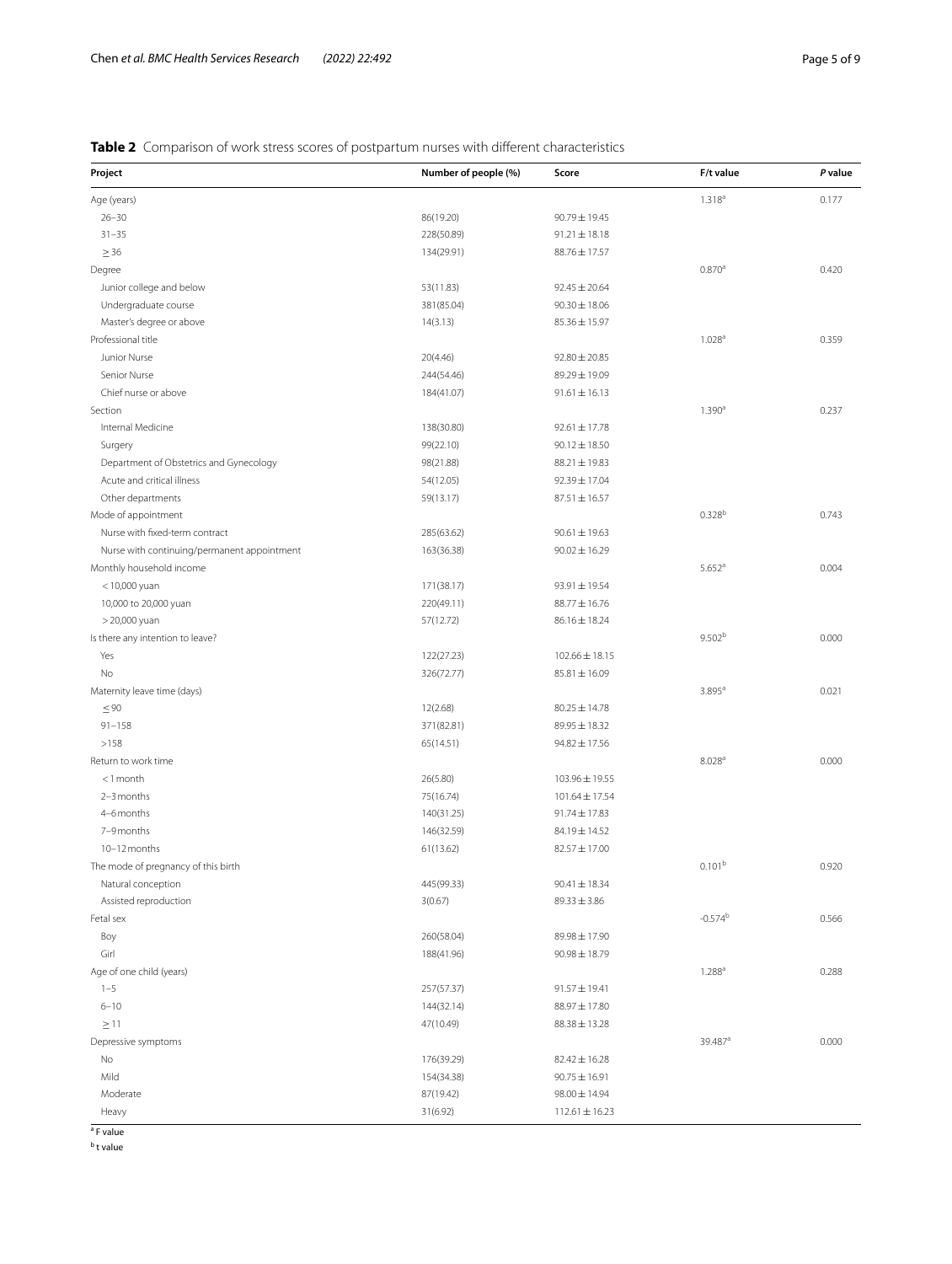**Table 2** Comparison of work stress scores of postpartum nurses with different characteristics

| Project | Number of people (%) | Score | F/t value | *P* value |
|---|---|---|---|---|
| Age (years) | | | 1.318[a] | 0.177 |
| 26–30 | 86(19.20) | 90.79 ± 19.45 | | |
| 31–35 | 228(50.89) | 91.21 ± 18.18 | | |
| ≥ 36 | 134(29.91) | 88.76 ± 17.57 | | |
| Degree | | | 0.870[a] | 0.420 |
| Junior college and below | 53(11.83) | 92.45 ± 20.64 | | |
| Undergraduate course | 381(85.04) | 90.30 ± 18.06 | | |
| Master's degree or above | 14(3.13) | 85.36 ± 15.97 | | |
| Professional title | | | 1.028[a] | 0.359 |
| Junior Nurse | 20(4.46) | 92.80 ± 20.85 | | |
| Senior Nurse | 244(54.46) | 89.29 ± 19.09 | | |
| Chief nurse or above | 184(41.07) | 91.61 ± 16.13 | | |
| Section | | | 1.390[a] | 0.237 |
| Internal Medicine | 138(30.80) | 92.61 ± 17.78 | | |
| Surgery | 99(22.10) | 90.12 ± 18.50 | | |
| Department of Obstetrics and Gynecology | 98(21.88) | 88.21 ± 19.83 | | |
| Acute and critical illness | 54(12.05) | 92.39 ± 17.04 | | |
| Other departments | 59(13.17) | 87.51 ± 16.57 | | |
| Mode of appointment | | | 0.328[b] | 0.743 |
| Nurse with fixed-term contract | 285(63.62) | 90.61 ± 19.63 | | |
| Nurse with continuing/permanent appointment | 163(36.38) | 90.02 ± 16.29 | | |
| Monthly household income | | | 5.652[a] | 0.004 |
| < 10,000 yuan | 171(38.17) | 93.91 ± 19.54 | | |
| 10,000 to 20,000 yuan | 220(49.11) | 88.77 ± 16.76 | | |
| > 20,000 yuan | 57(12.72) | 86.16 ± 18.24 | | |
| Is there any intention to leave? | | | 9.502[b] | 0.000 |
| Yes | 122(27.23) | 102.66 ± 18.15 | | |
| No | 326(72.77) | 85.81 ± 16.09 | | |
| Maternity leave time (days) | | | 3.895[a] | 0.021 |
| ≤ 90 | 12(2.68) | 80.25 ± 14.78 | | |
| 91–158 | 371(82.81) | 89.95 ± 18.32 | | |
| >158 | 65(14.51) | 94.82 ± 17.56 | | |
| Return to work time | | | 8.028[a] | 0.000 |
| < 1 month | 26(5.80) | 103.96 ± 19.55 | | |
| 2–3 months | 75(16.74) | 101.64 ± 17.54 | | |
| 4–6 months | 140(31.25) | 91.74 ± 17.83 | | |
| 7–9 months | 146(32.59) | 84.19 ± 14.52 | | |
| 10–12 months | 61(13.62) | 82.57 ± 17.00 | | |
| The mode of pregnancy of this birth | | | 0.101[b] | 0.920 |
| Natural conception | 445(99.33) | 90.41 ± 18.34 | | |
| Assisted reproduction | 3(0.67) | 89.33 ± 3.86 | | |
| Fetal sex | | | -0.574[b] | 0.566 |
| Boy | 260(58.04) | 89.98 ± 17.90 | | |
| Girl | 188(41.96) | 90.98 ± 18.79 | | |
| Age of one child (years) | | | 1.288[a] | 0.288 |
| 1–5 | 257(57.37) | 91.57 ± 19.41 | | |
| 6–10 | 144(32.14) | 88.97 ± 17.80 | | |
| ≥ 11 | 47(10.49) | 88.38 ± 13.28 | | |
| Depressive symptoms | | | 39.487[a] | 0.000 |
| No | 176(39.29) | 82.42 ± 16.28 | | |
| Mild | 154(34.38) | 90.75 ± 16.91 | | |
| Moderate | 87(19.42) | 98.00 ± 14.94 | | |
| Heavy | 31(6.92) | 112.61 ± 16.23 | | |

[a] F value

[b] t value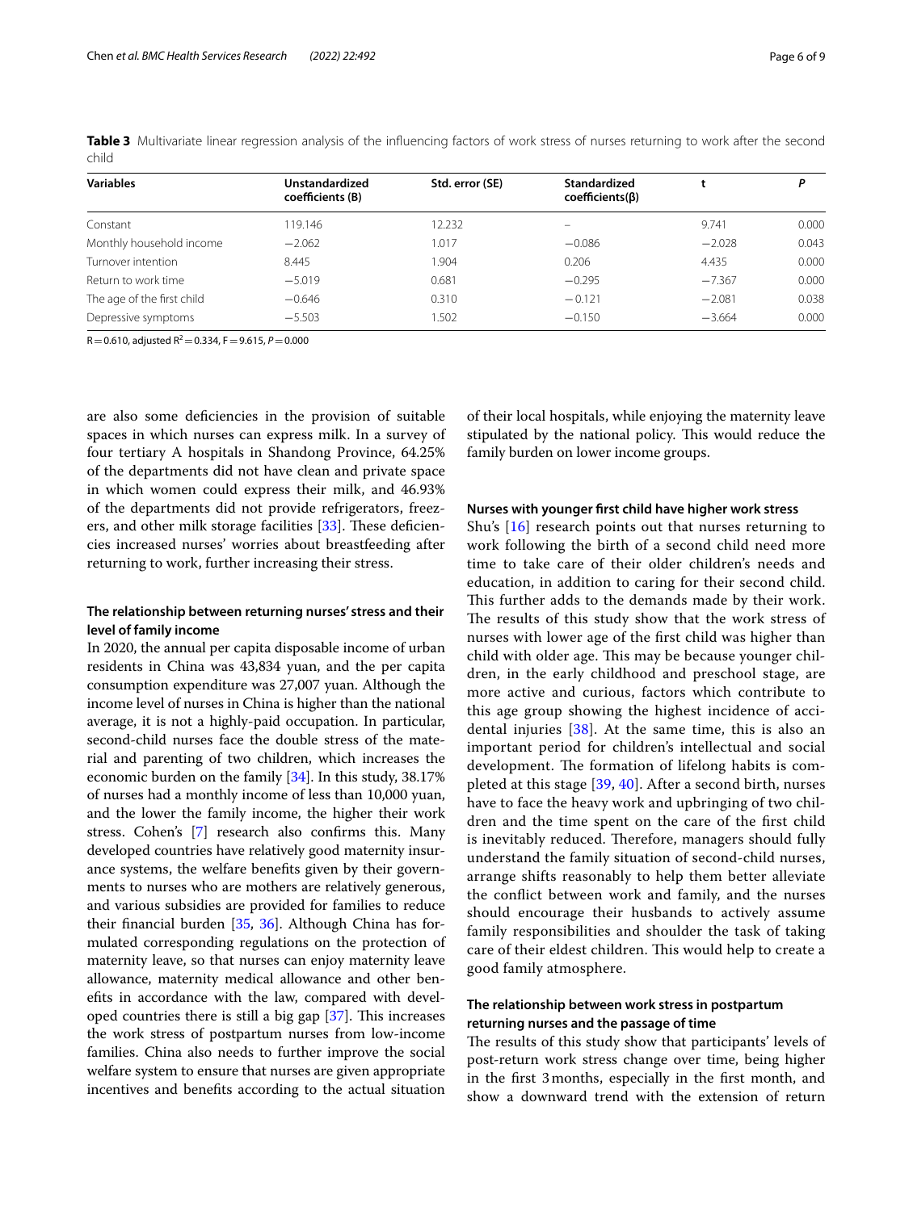**Table 3** Multivariate linear regression analysis of the influencing factors of work stress of nurses returning to work after the second child

| Variables | Unstandardized coefficients (B) | Std. error (SE) | Standardized coefficients(β) | t | P |
|---|---|---|---|---|---|
| Constant | 119.146 | 12.232 | – | 9.741 | 0.000 |
| Monthly household income | −2.062 | 1.017 | −0.086 | −2.028 | 0.043 |
| Turnover intention | 8.445 | 1.904 | 0.206 | 4.435 | 0.000 |
| Return to work time | −5.019 | 0.681 | −0.295 | −7.367 | 0.000 |
| The age of the first child | −0.646 | 0.310 | −0.121 | −2.081 | 0.038 |
| Depressive symptoms | −5.503 | 1.502 | −0.150 | −3.664 | 0.000 |

R = 0.610, adjusted $R^2$ = 0.334, F = 9.615, $P$ = 0.000

are also some deficiencies in the provision of suitable spaces in which nurses can express milk. In a survey of four tertiary A hospitals in Shandong Province, 64.25% of the departments did not have clean and private space in which women could express their milk, and 46.93% of the departments did not provide refrigerators, freezers, and other milk storage facilities [33]. These deficiencies increased nurses' worries about breastfeeding after returning to work, further increasing their stress.

### The relationship between returning nurses' stress and their level of family income

In 2020, the annual per capita disposable income of urban residents in China was 43,834 yuan, and the per capita consumption expenditure was 27,007 yuan. Although the income level of nurses in China is higher than the national average, it is not a highly-paid occupation. In particular, second-child nurses face the double stress of the material and parenting of two children, which increases the economic burden on the family [34]. In this study, 38.17% of nurses had a monthly income of less than 10,000 yuan, and the lower the family income, the higher their work stress. Cohen's [7] research also confirms this. Many developed countries have relatively good maternity insurance systems, the welfare benefits given by their governments to nurses who are mothers are relatively generous, and various subsidies are provided for families to reduce their financial burden [35, 36]. Although China has formulated corresponding regulations on the protection of maternity leave, so that nurses can enjoy maternity leave allowance, maternity medical allowance and other benefits in accordance with the law, compared with developed countries there is still a big gap [37]. This increases the work stress of postpartum nurses from low-income families. China also needs to further improve the social welfare system to ensure that nurses are given appropriate incentives and benefits according to the actual situation of their local hospitals, while enjoying the maternity leave stipulated by the national policy. This would reduce the family burden on lower income groups.

### Nurses with younger first child have higher work stress

Shu's [16] research points out that nurses returning to work following the birth of a second child need more time to take care of their older children's needs and education, in addition to caring for their second child. This further adds to the demands made by their work. The results of this study show that the work stress of nurses with lower age of the first child was higher than child with older age. This may be because younger children, in the early childhood and preschool stage, are more active and curious, factors which contribute to this age group showing the highest incidence of accidental injuries [38]. At the same time, this is also an important period for children's intellectual and social development. The formation of lifelong habits is completed at this stage [39, 40]. After a second birth, nurses have to face the heavy work and upbringing of two children and the time spent on the care of the first child is inevitably reduced. Therefore, managers should fully understand the family situation of second-child nurses, arrange shifts reasonably to help them better alleviate the conflict between work and family, and the nurses should encourage their husbands to actively assume family responsibilities and shoulder the task of taking care of their eldest children. This would help to create a good family atmosphere.

### The relationship between work stress in postpartum returning nurses and the passage of time

The results of this study show that participants' levels of post-return work stress change over time, being higher in the first 3 months, especially in the first month, and show a downward trend with the extension of return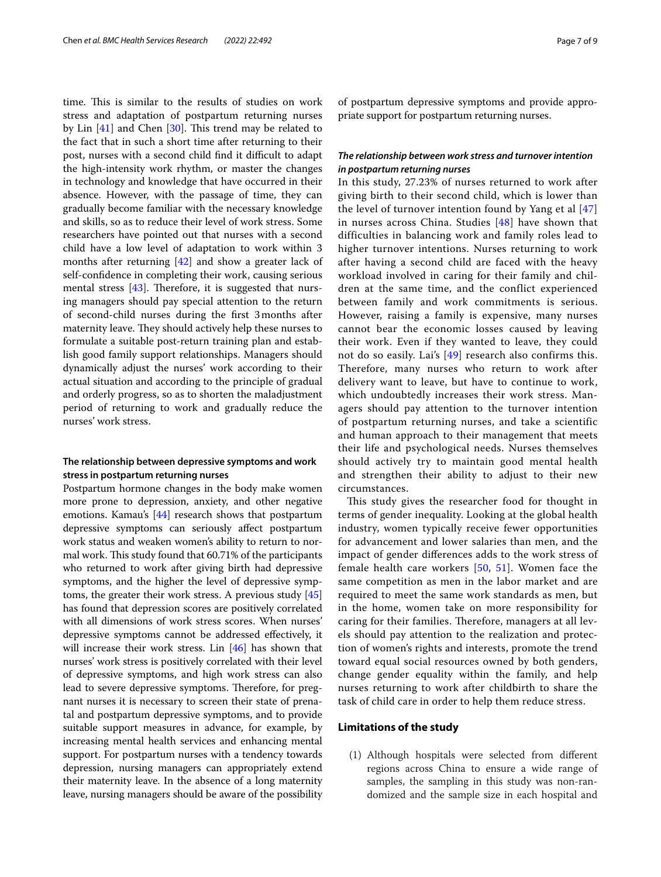time. This is similar to the results of studies on work stress and adaptation of postpartum returning nurses by Lin [41] and Chen [30]. This trend may be related to the fact that in such a short time after returning to their post, nurses with a second child find it difficult to adapt the high-intensity work rhythm, or master the changes in technology and knowledge that have occurred in their absence. However, with the passage of time, they can gradually become familiar with the necessary knowledge and skills, so as to reduce their level of work stress. Some researchers have pointed out that nurses with a second child have a low level of adaptation to work within 3 months after returning [42] and show a greater lack of self-confidence in completing their work, causing serious mental stress [43]. Therefore, it is suggested that nursing managers should pay special attention to the return of second-child nurses during the first 3 months after maternity leave. They should actively help these nurses to formulate a suitable post-return training plan and establish good family support relationships. Managers should dynamically adjust the nurses' work according to their actual situation and according to the principle of gradual and orderly progress, so as to shorten the maladjustment period of returning to work and gradually reduce the nurses' work stress.

### The relationship between depressive symptoms and work stress in postpartum returning nurses

Postpartum hormone changes in the body make women more prone to depression, anxiety, and other negative emotions. Kamau's [44] research shows that postpartum depressive symptoms can seriously affect postpartum work status and weaken women's ability to return to normal work. This study found that 60.71% of the participants who returned to work after giving birth had depressive symptoms, and the higher the level of depressive symptoms, the greater their work stress. A previous study [45] has found that depression scores are positively correlated with all dimensions of work stress scores. When nurses' depressive symptoms cannot be addressed effectively, it will increase their work stress. Lin [46] has shown that nurses' work stress is positively correlated with their level of depressive symptoms, and high work stress can also lead to severe depressive symptoms. Therefore, for pregnant nurses it is necessary to screen their state of prenatal and postpartum depressive symptoms, and to provide suitable support measures in advance, for example, by increasing mental health services and enhancing mental support. For postpartum nurses with a tendency towards depression, nursing managers can appropriately extend their maternity leave. In the absence of a long maternity leave, nursing managers should be aware of the possibility of postpartum depressive symptoms and provide appropriate support for postpartum returning nurses.

### *The relationship between work stress and turnover intention in postpartum returning nurses*

In this study, 27.23% of nurses returned to work after giving birth to their second child, which is lower than the level of turnover intention found by Yang et al [47] in nurses across China. Studies [48] have shown that difficulties in balancing work and family roles lead to higher turnover intentions. Nurses returning to work after having a second child are faced with the heavy workload involved in caring for their family and children at the same time, and the conflict experienced between family and work commitments is serious. However, raising a family is expensive, many nurses cannot bear the economic losses caused by leaving their work. Even if they wanted to leave, they could not do so easily. Lai's [49] research also confirms this. Therefore, many nurses who return to work after delivery want to leave, but have to continue to work, which undoubtedly increases their work stress. Managers should pay attention to the turnover intention of postpartum returning nurses, and take a scientific and human approach to their management that meets their life and psychological needs. Nurses themselves should actively try to maintain good mental health and strengthen their ability to adjust to their new circumstances.

This study gives the researcher food for thought in terms of gender inequality. Looking at the global health industry, women typically receive fewer opportunities for advancement and lower salaries than men, and the impact of gender differences adds to the work stress of female health care workers [50, 51]. Women face the same competition as men in the labor market and are required to meet the same work standards as men, but in the home, women take on more responsibility for caring for their families. Therefore, managers at all levels should pay attention to the realization and protection of women's rights and interests, promote the trend toward equal social resources owned by both genders, change gender equality within the family, and help nurses returning to work after childbirth to share the task of child care in order to help them reduce stress.

## Limitations of the study

(1) Although hospitals were selected from different regions across China to ensure a wide range of samples, the sampling in this study was non-randomized and the sample size in each hospital and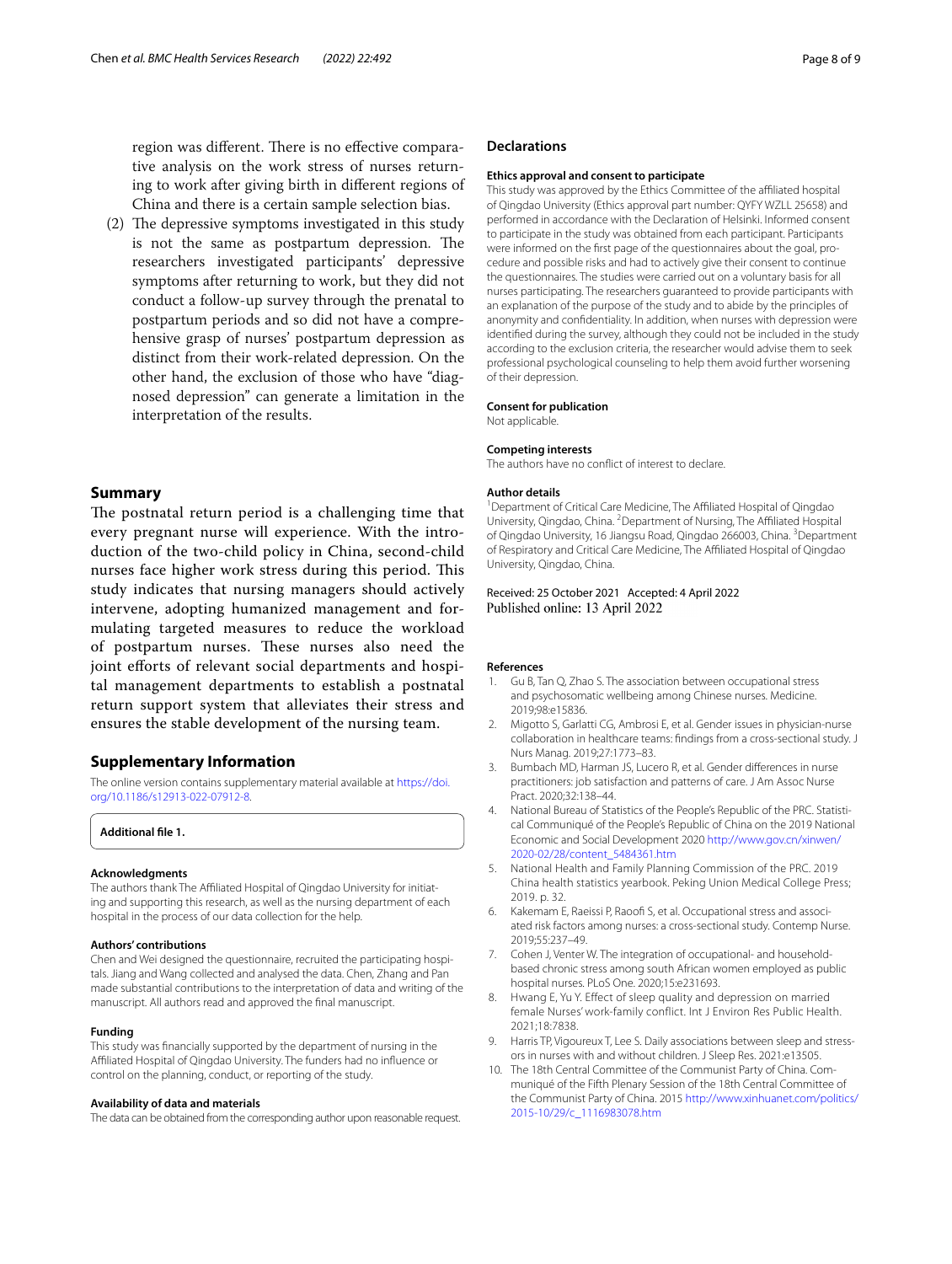region was different. There is no effective comparative analysis on the work stress of nurses returning to work after giving birth in different regions of China and there is a certain sample selection bias.

(2) The depressive symptoms investigated in this study is not the same as postpartum depression. The researchers investigated participants' depressive symptoms after returning to work, but they did not conduct a follow-up survey through the prenatal to postpartum periods and so did not have a comprehensive grasp of nurses' postpartum depression as distinct from their work-related depression. On the other hand, the exclusion of those who have "diagnosed depression" can generate a limitation in the interpretation of the results.

## Summary

The postnatal return period is a challenging time that every pregnant nurse will experience. With the introduction of the two-child policy in China, second-child nurses face higher work stress during this period. This study indicates that nursing managers should actively intervene, adopting humanized management and formulating targeted measures to reduce the workload of postpartum nurses. These nurses also need the joint efforts of relevant social departments and hospital management departments to establish a postnatal return support system that alleviates their stress and ensures the stable development of the nursing team.

## Supplementary Information

The online version contains supplementary material available at https://doi.org/10.1186/s12913-022-07912-8.

**Additional file 1.**

#### Acknowledgments

The authors thank The Affiliated Hospital of Qingdao University for initiating and supporting this research, as well as the nursing department of each hospital in the process of our data collection for the help.

#### Authors' contributions

Chen and Wei designed the questionnaire, recruited the participating hospitals. Jiang and Wang collected and analysed the data. Chen, Zhang and Pan made substantial contributions to the interpretation of data and writing of the manuscript. All authors read and approved the final manuscript.

#### Funding

This study was financially supported by the department of nursing in the Affiliated Hospital of Qingdao University. The funders had no influence or control on the planning, conduct, or reporting of the study.

#### Availability of data and materials

The data can be obtained from the corresponding author upon reasonable request.

## Declarations

#### Ethics approval and consent to participate

This study was approved by the Ethics Committee of the affiliated hospital of Qingdao University (Ethics approval part number: QYFY WZLL 25658) and performed in accordance with the Declaration of Helsinki. Informed consent to participate in the study was obtained from each participant. Participants were informed on the first page of the questionnaires about the goal, procedure and possible risks and had to actively give their consent to continue the questionnaires. The studies were carried out on a voluntary basis for all nurses participating. The researchers guaranteed to provide participants with an explanation of the purpose of the study and to abide by the principles of anonymity and confidentiality. In addition, when nurses with depression were identified during the survey, although they could not be included in the study according to the exclusion criteria, the researcher would advise them to seek professional psychological counseling to help them avoid further worsening of their depression.

#### Consent for publication

Not applicable.

#### Competing interests

The authors have no conflict of interest to declare.

#### Author details

[1]Department of Critical Care Medicine, The Affiliated Hospital of Qingdao University, Qingdao, China. [2]Department of Nursing, The Affiliated Hospital of Qingdao University, 16 Jiangsu Road, Qingdao 266003, China. [3]Department of Respiratory and Critical Care Medicine, The Affiliated Hospital of Qingdao University, Qingdao, China.

Received: 25 October 2021 Accepted: 4 April 2022
Published online: 13 April 2022

#### References

1. Gu B, Tan Q, Zhao S. The association between occupational stress and psychosomatic wellbeing among Chinese nurses. Medicine. 2019;98:e15836.
2. Migotto S, Garlatti CG, Ambrosi E, et al. Gender issues in physician-nurse collaboration in healthcare teams: findings from a cross-sectional study. J Nurs Manag. 2019;27:1773–83.
3. Bumbach MD, Harman JS, Lucero R, et al. Gender differences in nurse practitioners: job satisfaction and patterns of care. J Am Assoc Nurse Pract. 2020;32:138–44.
4. National Bureau of Statistics of the People's Republic of the PRC. Statistical Communiqué of the People's Republic of China on the 2019 National Economic and Social Development 2020 http://www.gov.cn/xinwen/2020-02/28/content_5484361.htm
5. National Health and Family Planning Commission of the PRC. 2019 China health statistics yearbook. Peking Union Medical College Press; 2019. p. 32.
6. Kakemam E, Raeissi P, Raoofi S, et al. Occupational stress and associated risk factors among nurses: a cross-sectional study. Contemp Nurse. 2019;55:237–49.
7. Cohen J, Venter W. The integration of occupational- and household-based chronic stress among south African women employed as public hospital nurses. PLoS One. 2020;15:e231693.
8. Hwang E, Yu Y. Effect of sleep quality and depression on married female Nurses' work-family conflict. Int J Environ Res Public Health. 2021;18:7838.
9. Harris TP, Vigoureux T, Lee S. Daily associations between sleep and stressors in nurses with and without children. J Sleep Res. 2021:e13505.
10. The 18th Central Committee of the Communist Party of China. Communiqué of the Fifth Plenary Session of the 18th Central Committee of the Communist Party of China. 2015 http://www.xinhuanet.com/politics/2015-10/29/c_1116983078.htm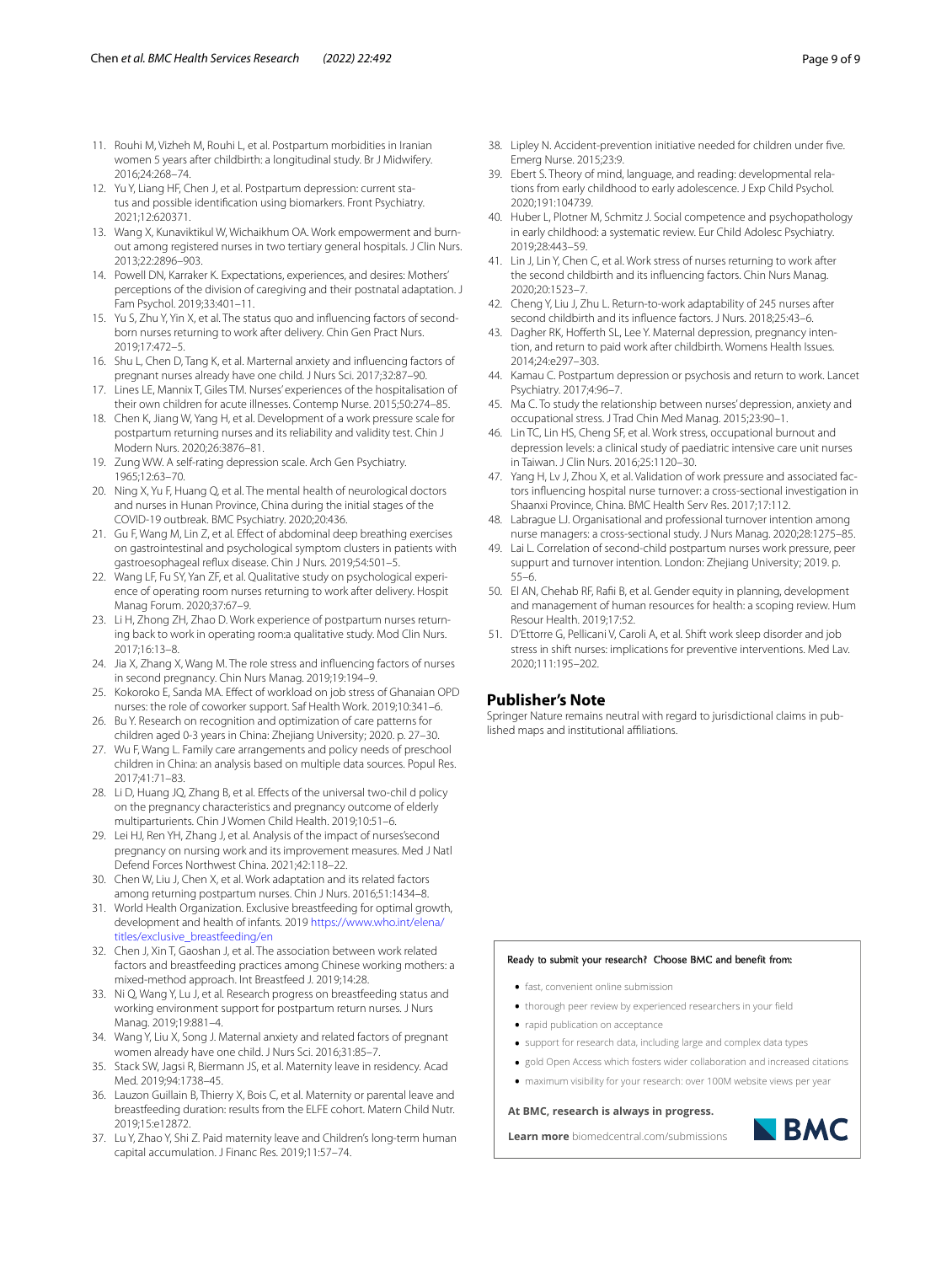11. Rouhi M, Vizheh M, Rouhi L, et al. Postpartum morbidities in Iranian women 5 years after childbirth: a longitudinal study. Br J Midwifery. 2016;24:268–74.
12. Yu Y, Liang HF, Chen J, et al. Postpartum depression: current status and possible identification using biomarkers. Front Psychiatry. 2021;12:620371.
13. Wang X, Kunaviktikul W, Wichaikhum OA. Work empowerment and burnout among registered nurses in two tertiary general hospitals. J Clin Nurs. 2013;22:2896–903.
14. Powell DN, Karraker K. Expectations, experiences, and desires: Mothers' perceptions of the division of caregiving and their postnatal adaptation. J Fam Psychol. 2019;33:401–11.
15. Yu S, Zhu Y, Yin X, et al. The status quo and influencing factors of second-born nurses returning to work after delivery. Chin Gen Pract Nurs. 2019;17:472–5.
16. Shu L, Chen D, Tang K, et al. Marternal anxiety and influencing factors of pregnant nurses already have one child. J Nurs Sci. 2017;32:87–90.
17. Lines LE, Mannix T, Giles TM. Nurses' experiences of the hospitalisation of their own children for acute illnesses. Contemp Nurse. 2015;50:274–85.
18. Chen K, Jiang W, Yang H, et al. Development of a work pressure scale for postpartum returning nurses and its reliability and validity test. Chin J Modern Nurs. 2020;26:3876–81.
19. Zung WW. A self-rating depression scale. Arch Gen Psychiatry. 1965;12:63–70.
20. Ning X, Yu F, Huang Q, et al. The mental health of neurological doctors and nurses in Hunan Province, China during the initial stages of the COVID-19 outbreak. BMC Psychiatry. 2020;20:436.
21. Gu F, Wang M, Lin Z, et al. Effect of abdominal deep breathing exercises on gastrointestinal and psychological symptom clusters in patients with gastroesophageal reflux disease. Chin J Nurs. 2019;54:501–5.
22. Wang LF, Fu SY, Yan ZF, et al. Qualitative study on psychological experience of operating room nurses returning to work after delivery. Hospit Manag Forum. 2020;37:67–9.
23. Li H, Zhong ZH, Zhao D. Work experience of postpartum nurses returning back to work in operating room:a qualitative study. Mod Clin Nurs. 2017;16:13–8.
24. Jia X, Zhang X, Wang M. The role stress and influencing factors of nurses in second pregnancy. Chin Nurs Manag. 2019;19:194–9.
25. Kokoroko E, Sanda MA. Effect of workload on job stress of Ghanaian OPD nurses: the role of coworker support. Saf Health Work. 2019;10:341–6.
26. Bu Y. Research on recognition and optimization of care patterns for children aged 0-3 years in China: Zhejiang University; 2020. p. 27–30.
27. Wu F, Wang L. Family care arrangements and policy needs of preschool children in China: an analysis based on multiple data sources. Popul Res. 2017;41:71–83.
28. Li D, Huang JQ, Zhang B, et al. Effects of the universal two-chil d policy on the pregnancy characteristics and pregnancy outcome of elderly multiparturients. Chin J Women Child Health. 2019;10:51–6.
29. Lei HJ, Ren YH, Zhang J, et al. Analysis of the impact of nurses'second pregnancy on nursing work and its improvement measures. Med J Natl Defend Forces Northwest China. 2021;42:118–22.
30. Chen W, Liu J, Chen X, et al. Work adaptation and its related factors among returning postpartum nurses. Chin J Nurs. 2016;51:1434–8.
31. World Health Organization. Exclusive breastfeeding for optimal growth, development and health of infants. 2019 https://www.who.int/elena/titles/exclusive_breastfeeding/en
32. Chen J, Xin T, Gaoshan J, et al. The association between work related factors and breastfeeding practices among Chinese working mothers: a mixed-method approach. Int Breastfeed J. 2019;14:28.
33. Ni Q, Wang Y, Lu J, et al. Research progress on breastfeeding status and working environment support for postpartum return nurses. J Nurs Manag. 2019;19:881–4.
34. Wang Y, Liu X, Song J. Maternal anxiety and related factors of pregnant women already have one child. J Nurs Sci. 2016;31:85–7.
35. Stack SW, Jagsi R, Biermann JS, et al. Maternity leave in residency. Acad Med. 2019;94:1738–45.
36. Lauzon Guillain B, Thierry X, Bois C, et al. Maternity or parental leave and breastfeeding duration: results from the ELFE cohort. Matern Child Nutr. 2019;15:e12872.
37. Lu Y, Zhao Y, Shi Z. Paid maternity leave and Children's long-term human capital accumulation. J Financ Res. 2019;11:57–74.
38. Lipley N. Accident-prevention initiative needed for children under five. Emerg Nurse. 2015;23:9.
39. Ebert S. Theory of mind, language, and reading: developmental relations from early childhood to early adolescence. J Exp Child Psychol. 2020;191:104739.
40. Huber L, Plotner M, Schmitz J. Social competence and psychopathology in early childhood: a systematic review. Eur Child Adolesc Psychiatry. 2019;28:443–59.
41. Lin J, Lin Y, Chen C, et al. Work stress of nurses returning to work after the second childbirth and its influencing factors. Chin Nurs Manag. 2020;20:1523–7.
42. Cheng Y, Liu J, Zhu L. Return-to-work adaptability of 245 nurses after second childbirth and its influence factors. J Nurs. 2018;25:43–6.
43. Dagher RK, Hofferth SL, Lee Y. Maternal depression, pregnancy intention, and return to paid work after childbirth. Womens Health Issues. 2014;24:e297–303.
44. Kamau C. Postpartum depression or psychosis and return to work. Lancet Psychiatry. 2017;4:96–7.
45. Ma C. To study the relationship between nurses' depression, anxiety and occupational stress. J Trad Chin Med Manag. 2015;23:90–1.
46. Lin TC, Lin HS, Cheng SF, et al. Work stress, occupational burnout and depression levels: a clinical study of paediatric intensive care unit nurses in Taiwan. J Clin Nurs. 2016;25:1120–30.
47. Yang H, Lv J, Zhou X, et al. Validation of work pressure and associated factors influencing hospital nurse turnover: a cross-sectional investigation in Shaanxi Province, China. BMC Health Serv Res. 2017;17:112.
48. Labrague LJ. Organisational and professional turnover intention among nurse managers: a cross-sectional study. J Nurs Manag. 2020;28:1275–85.
49. Lai L. Correlation of second-child postpartum nurses work pressure, peer suppurt and turnover intention. London: Zhejiang University; 2019. p. 55–6.
50. El AN, Chehab RF, Rafii B, et al. Gender equity in planning, development and management of human resources for health: a scoping review. Hum Resour Health. 2019;17:52.
51. D'Ettorre G, Pellicani V, Caroli A, et al. Shift work sleep disorder and job stress in shift nurses: implications for preventive interventions. Med Lav. 2020;111:195–202.

## Publisher's Note

Springer Nature remains neutral with regard to jurisdictional claims in published maps and institutional affiliations.

Ready to submit your research? Choose BMC and benefit from:

- fast, convenient online submission
- thorough peer review by experienced researchers in your field
- rapid publication on acceptance
- support for research data, including large and complex data types
- gold Open Access which fosters wider collaboration and increased citations
- maximum visibility for your research: over 100M website views per year

**At BMC, research is always in progress.**

**Learn more** biomedcentral.com/submissions

BMC